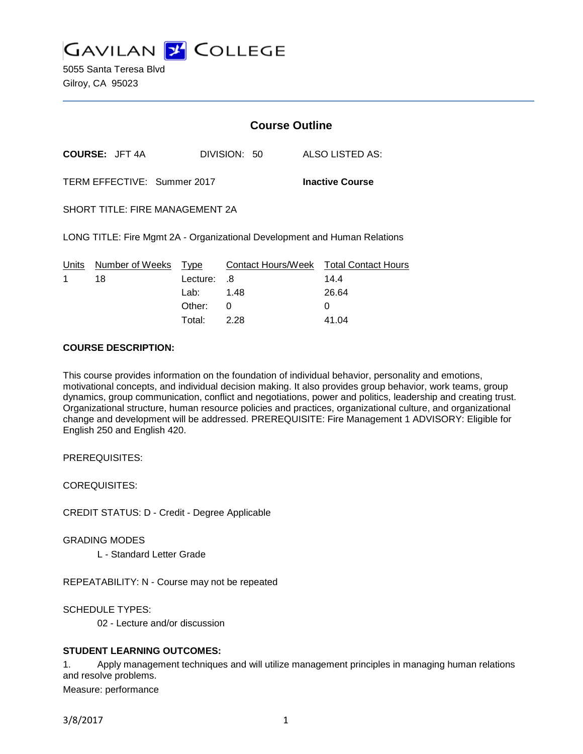GAVILAN COLLEGE

5055 Santa Teresa Blvd
Gilroy, CA 95023

## Course Outline

**COURSE:** JFT 4A DIVISION: 50 ALSO LISTED AS:

TERM EFFECTIVE: Summer 2017 **Inactive Course**

SHORT TITLE: FIRE MANAGEMENT 2A

LONG TITLE: Fire Mgmt 2A - Organizational Development and Human Relations

| Units | Number of Weeks | Type | Contact Hours/Week | Total Contact Hours |
|---|---|---|---|---|
| 1 | 18 | Lecture: | .8 | 14.4 |
| | | Lab: | 1.48 | 26.64 |
| | | Other: | 0 | 0 |
| | | Total: | 2.28 | 41.04 |

**COURSE DESCRIPTION:**

This course provides information on the foundation of individual behavior, personality and emotions, motivational concepts, and individual decision making. It also provides group behavior, work teams, group dynamics, group communication, conflict and negotiations, power and politics, leadership and creating trust. Organizational structure, human resource policies and practices, organizational culture, and organizational change and development will be addressed. PREREQUISITE: Fire Management 1 ADVISORY: Eligible for English 250 and English 420.

PREREQUISITES:

COREQUISITES:

CREDIT STATUS: D - Credit - Degree Applicable

GRADING MODES

L - Standard Letter Grade

REPEATABILITY: N - Course may not be repeated

SCHEDULE TYPES:

02 - Lecture and/or discussion

**STUDENT LEARNING OUTCOMES:**

1. Apply management techniques and will utilize management principles in managing human relations and resolve problems.

Measure: performance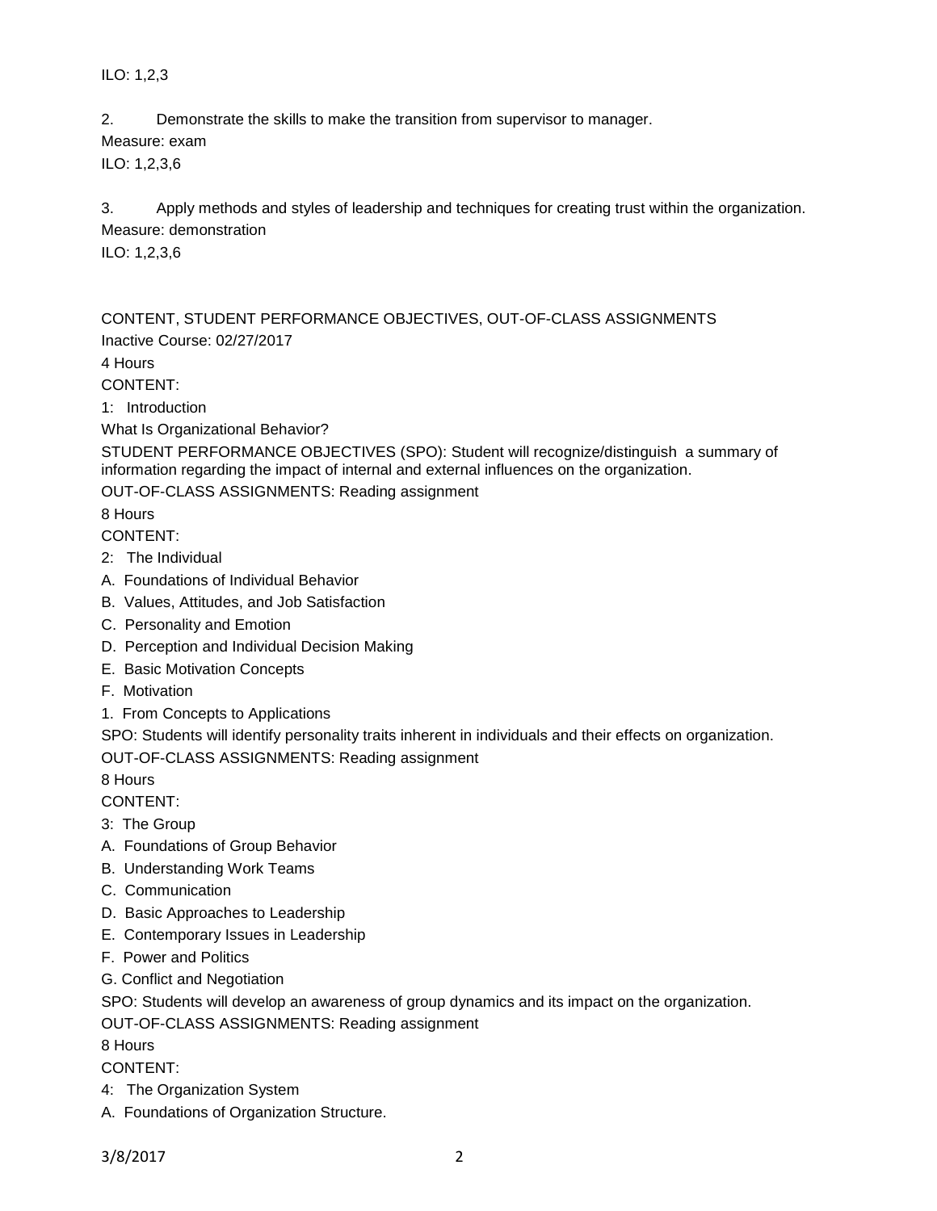ILO: 1,2,3

2. Demonstrate the skills to make the transition from supervisor to manager.
Measure: exam
ILO: 1,2,3,6

3. Apply methods and styles of leadership and techniques for creating trust within the organization.
Measure: demonstration
ILO: 1,2,3,6

CONTENT, STUDENT PERFORMANCE OBJECTIVES, OUT-OF-CLASS ASSIGNMENTS
Inactive Course: 02/27/2017

4 Hours
CONTENT:
1: Introduction
What Is Organizational Behavior?
STUDENT PERFORMANCE OBJECTIVES (SPO): Student will recognize/distinguish a summary of information regarding the impact of internal and external influences on the organization.
OUT-OF-CLASS ASSIGNMENTS: Reading assignment

8 Hours
CONTENT:
2: The Individual
A. Foundations of Individual Behavior
B. Values, Attitudes, and Job Satisfaction
C. Personality and Emotion
D. Perception and Individual Decision Making
E. Basic Motivation Concepts
F. Motivation
1. From Concepts to Applications
SPO: Students will identify personality traits inherent in individuals and their effects on organization.
OUT-OF-CLASS ASSIGNMENTS: Reading assignment

8 Hours
CONTENT:
3: The Group
A. Foundations of Group Behavior
B. Understanding Work Teams
C. Communication
D. Basic Approaches to Leadership
E. Contemporary Issues in Leadership
F. Power and Politics
G. Conflict and Negotiation
SPO: Students will develop an awareness of group dynamics and its impact on the organization.
OUT-OF-CLASS ASSIGNMENTS: Reading assignment

8 Hours
CONTENT:
4: The Organization System
A. Foundations of Organization Structure.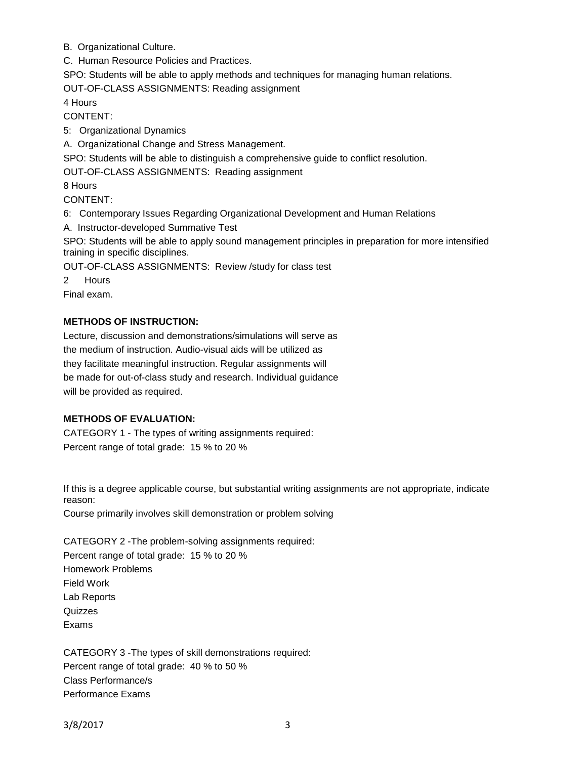B. Organizational Culture.

C. Human Resource Policies and Practices.

SPO: Students will be able to apply methods and techniques for managing human relations.

OUT-OF-CLASS ASSIGNMENTS: Reading assignment

4 Hours

CONTENT:

5: Organizational Dynamics

A. Organizational Change and Stress Management.

SPO: Students will be able to distinguish a comprehensive guide to conflict resolution.

OUT-OF-CLASS ASSIGNMENTS: Reading assignment

8 Hours

CONTENT:

6: Contemporary Issues Regarding Organizational Development and Human Relations

A. Instructor-developed Summative Test

SPO: Students will be able to apply sound management principles in preparation for more intensified training in specific disciplines.

OUT-OF-CLASS ASSIGNMENTS: Review /study for class test

2 Hours

Final exam.

**METHODS OF INSTRUCTION:**

Lecture, discussion and demonstrations/simulations will serve as the medium of instruction. Audio-visual aids will be utilized as they facilitate meaningful instruction. Regular assignments will be made for out-of-class study and research. Individual guidance will be provided as required.

**METHODS OF EVALUATION:**

CATEGORY 1 - The types of writing assignments required:

Percent range of total grade: 15 % to 20 %

If this is a degree applicable course, but substantial writing assignments are not appropriate, indicate reason:

Course primarily involves skill demonstration or problem solving

CATEGORY 2 -The problem-solving assignments required:

Percent range of total grade: 15 % to 20 %

Homework Problems

Field Work

Lab Reports

Quizzes

Exams

CATEGORY 3 -The types of skill demonstrations required:

Percent range of total grade: 40 % to 50 %

Class Performance/s

Performance Exams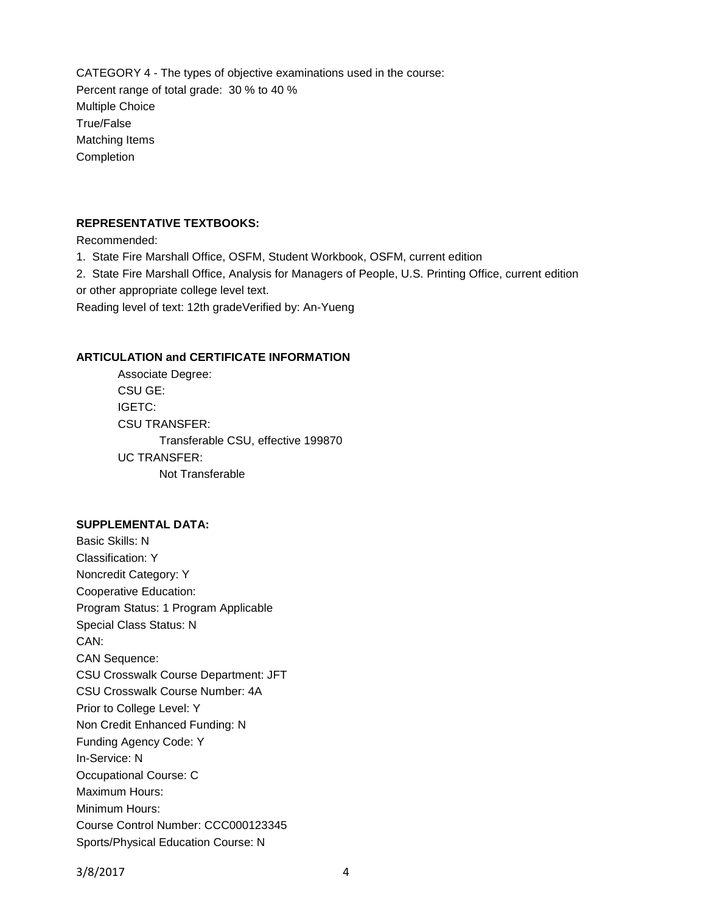CATEGORY 4 - The types of objective examinations used in the course:
Percent range of total grade: 30 % to 40 %
Multiple Choice
True/False
Matching Items
Completion

**REPRESENTATIVE TEXTBOOKS:**

Recommended:

1. State Fire Marshall Office, OSFM, Student Workbook, OSFM, current edition
2. State Fire Marshall Office, Analysis for Managers of People, U.S. Printing Office, current edition

or other appropriate college level text.
Reading level of text: 12th gradeVerified by: An-Yueng

**ARTICULATION and CERTIFICATE INFORMATION**

Associate Degree:
CSU GE:
IGETC:
CSU TRANSFER:
Transferable CSU, effective 199870
UC TRANSFER:
Not Transferable

**SUPPLEMENTAL DATA:**

Basic Skills: N
Classification: Y
Noncredit Category: Y
Cooperative Education:
Program Status: 1 Program Applicable
Special Class Status: N
CAN:
CAN Sequence:
CSU Crosswalk Course Department: JFT
CSU Crosswalk Course Number: 4A
Prior to College Level: Y
Non Credit Enhanced Funding: N
Funding Agency Code: Y
In-Service: N
Occupational Course: C
Maximum Hours:
Minimum Hours:
Course Control Number: CCC000123345
Sports/Physical Education Course: N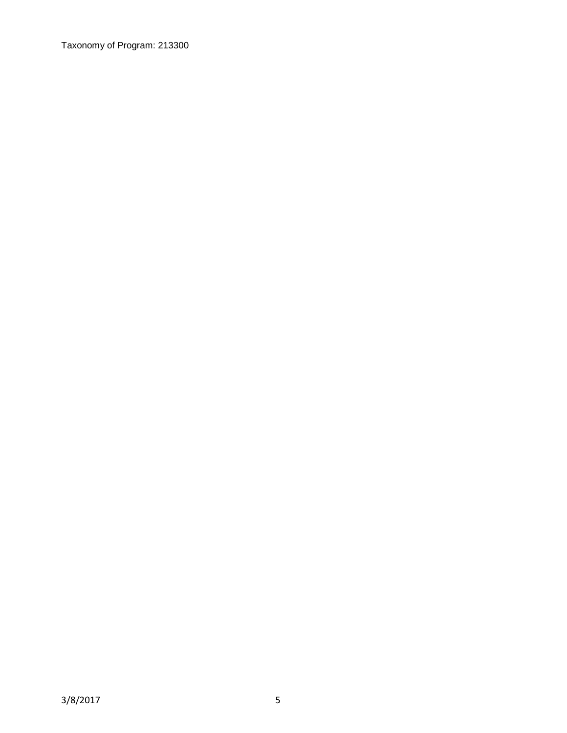Taxonomy of Program: 213300